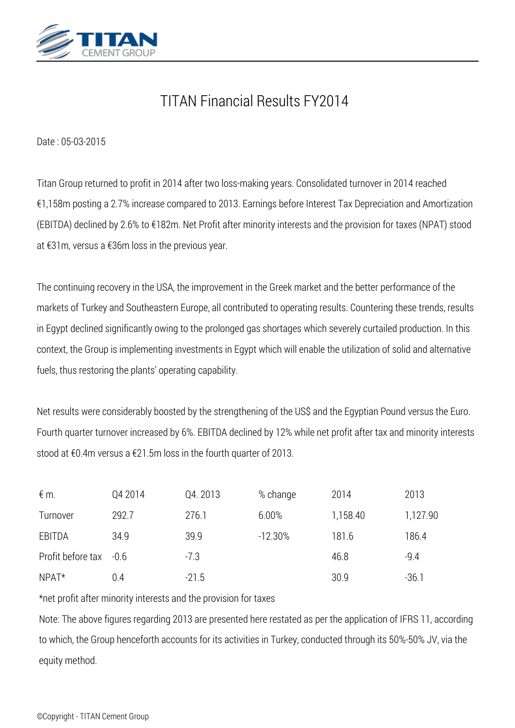# TITAN Financial Results FY2014

Date : 05-03-2015

Titan Group returned to profit in 2014 after two loss-making years. Consolidated turnover in 2014 reached €1,158m posting a 2.7% increase compared to 2013. Earnings before Interest Tax Depreciation and Amortization (EBITDA) declined by 2.6% to €182m. Net Profit after minority interests and the provision for taxes (NPAT) stood at €31m, versus a €36m loss in the previous year.

The continuing recovery in the USA, the improvement in the Greek market and the better performance of the markets of Turkey and Southeastern Europe, all contributed to operating results. Countering these trends, results in Egypt declined significantly owing to the prolonged gas shortages which severely curtailed production. In this context, the Group is implementing investments in Egypt which will enable the utilization of solid and alternative fuels, thus restoring the plants' operating capability.

Net results were considerably boosted by the strengthening of the US$ and the Egyptian Pound versus the Euro. Fourth quarter turnover increased by 6%. EBITDA declined by 12% while net profit after tax and minority interests stood at €0.4m versus a €21.5m loss in the fourth quarter of 2013.

| € m. | Q4 2014 | Q4. 2013 | % change | 2014 | 2013 |
|---|---|---|---|---|---|
| Turnover | 292.7 | 276.1 | 6.00% | 1,158.40 | 1,127.90 |
| EBITDA | 34.9 | 39.9 | -12.30% | 181.6 | 186.4 |
| Profit before tax | -0.6 | -7.3 | | 46.8 | -9.4 |
| NPAT* | 0.4 | -21.5 | | 30.9 | -36.1 |

*net profit after minority interests and the provision for taxes

Note: The above figures regarding 2013 are presented here restated as per the application of IFRS 11, according to which, the Group henceforth accounts for its activities in Turkey, conducted through its 50%-50% JV, via the equity method.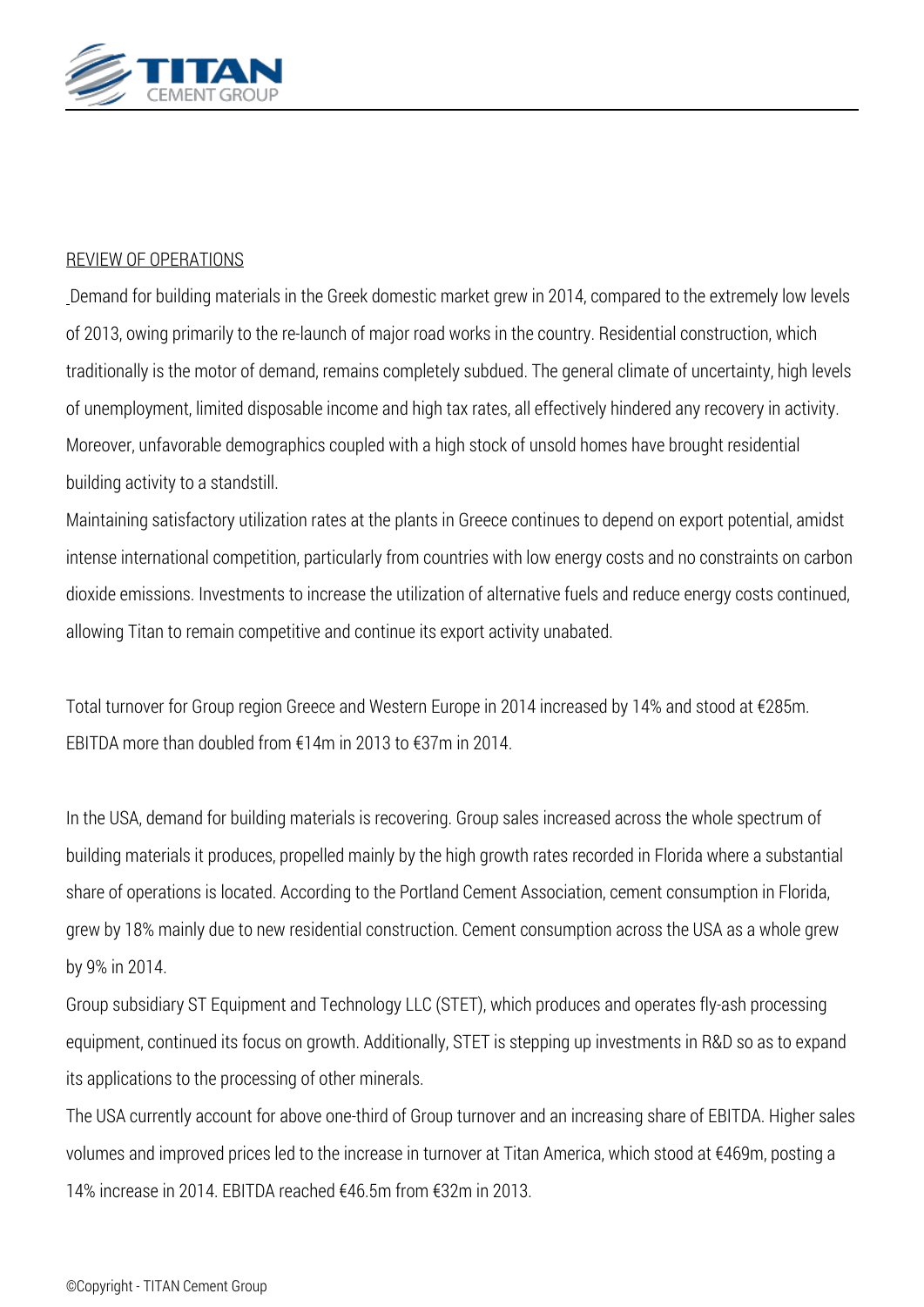REVIEW OF OPERATIONS

Demand for building materials in the Greek domestic market grew in 2014, compared to the extremely low levels of 2013, owing primarily to the re-launch of major road works in the country. Residential construction, which traditionally is the motor of demand, remains completely subdued. The general climate of uncertainty, high levels of unemployment, limited disposable income and high tax rates, all effectively hindered any recovery in activity. Moreover, unfavorable demographics coupled with a high stock of unsold homes have brought residential building activity to a standstill.

Maintaining satisfactory utilization rates at the plants in Greece continues to depend on export potential, amidst intense international competition, particularly from countries with low energy costs and no constraints on carbon dioxide emissions. Investments to increase the utilization of alternative fuels and reduce energy costs continued, allowing Titan to remain competitive and continue its export activity unabated.

Total turnover for Group region Greece and Western Europe in 2014 increased by 14% and stood at €285m. EBITDA more than doubled from €14m in 2013 to €37m in 2014.

In the USA, demand for building materials is recovering. Group sales increased across the whole spectrum of building materials it produces, propelled mainly by the high growth rates recorded in Florida where a substantial share of operations is located. According to the Portland Cement Association, cement consumption in Florida, grew by 18% mainly due to new residential construction. Cement consumption across the USA as a whole grew by 9% in 2014.

Group subsidiary ST Equipment and Technology LLC (STET), which produces and operates fly-ash processing equipment, continued its focus on growth. Additionally, STET is stepping up investments in R&D so as to expand its applications to the processing of other minerals.

The USA currently account for above one-third of Group turnover and an increasing share of EBITDA. Higher sales volumes and improved prices led to the increase in turnover at Titan America, which stood at €469m, posting a 14% increase in 2014. EBITDA reached €46.5m from €32m in 2013.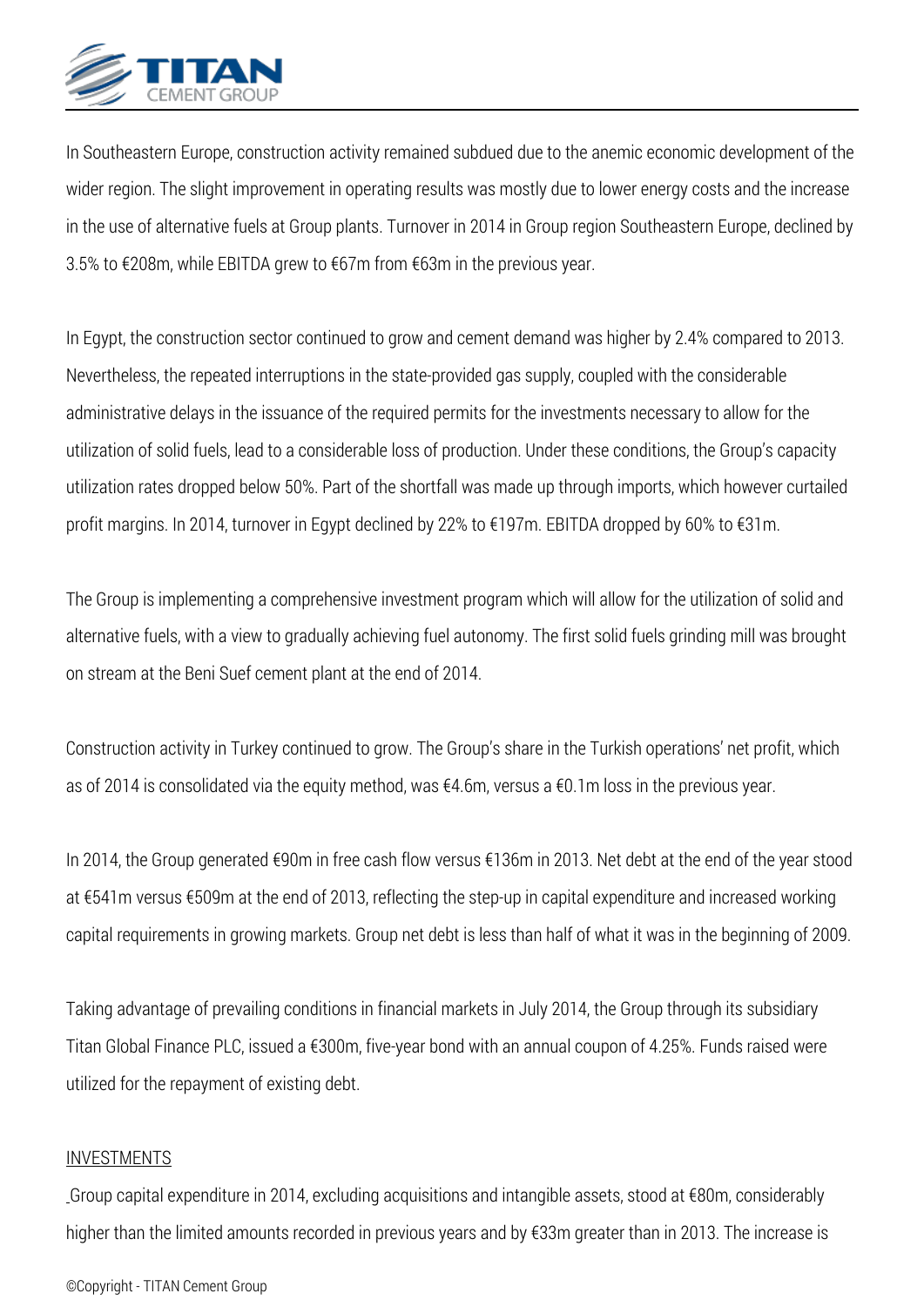In Southeastern Europe, construction activity remained subdued due to the anemic economic development of the wider region. The slight improvement in operating results was mostly due to lower energy costs and the increase in the use of alternative fuels at Group plants. Turnover in 2014 in Group region Southeastern Europe, declined by 3.5% to €208m, while EBITDA grew to €67m from €63m in the previous year.

In Egypt, the construction sector continued to grow and cement demand was higher by 2.4% compared to 2013. Nevertheless, the repeated interruptions in the state-provided gas supply, coupled with the considerable administrative delays in the issuance of the required permits for the investments necessary to allow for the utilization of solid fuels, lead to a considerable loss of production. Under these conditions, the Group's capacity utilization rates dropped below 50%. Part of the shortfall was made up through imports, which however curtailed profit margins. In 2014, turnover in Egypt declined by 22% to €197m. EBITDA dropped by 60% to €31m.

The Group is implementing a comprehensive investment program which will allow for the utilization of solid and alternative fuels, with a view to gradually achieving fuel autonomy. The first solid fuels grinding mill was brought on stream at the Beni Suef cement plant at the end of 2014.

Construction activity in Turkey continued to grow. The Group's share in the Turkish operations' net profit, which as of 2014 is consolidated via the equity method, was €4.6m, versus a €0.1m loss in the previous year.

In 2014, the Group generated €90m in free cash flow versus €136m in 2013. Net debt at the end of the year stood at €541m versus €509m at the end of 2013, reflecting the step-up in capital expenditure and increased working capital requirements in growing markets. Group net debt is less than half of what it was in the beginning of 2009.

Taking advantage of prevailing conditions in financial markets in July 2014, the Group through its subsidiary Titan Global Finance PLC, issued a €300m, five-year bond with an annual coupon of 4.25%. Funds raised were utilized for the repayment of existing debt.

INVESTMENTS

Group capital expenditure in 2014, excluding acquisitions and intangible assets, stood at €80m, considerably higher than the limited amounts recorded in previous years and by €33m greater than in 2013. The increase is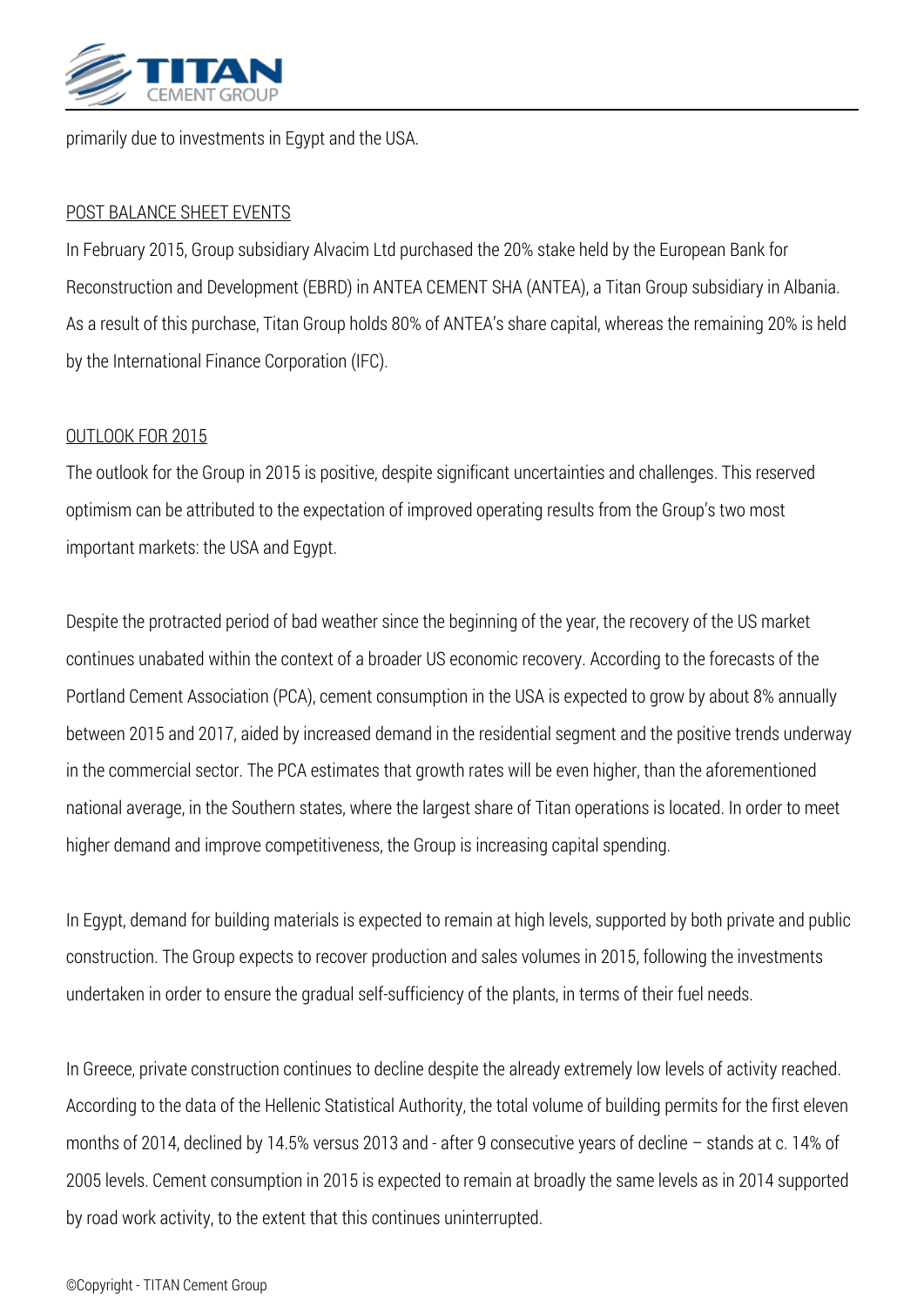primarily due to investments in Egypt and the USA.

## POST BALANCE SHEET EVENTS

In February 2015, Group subsidiary Alvacim Ltd purchased the 20% stake held by the European Bank for Reconstruction and Development (EBRD) in ANTEA CEMENT SHA (ANTEA), a Titan Group subsidiary in Albania. As a result of this purchase, Titan Group holds 80% of ANTEA's share capital, whereas the remaining 20% is held by the International Finance Corporation (IFC).

## OUTLOOK FOR 2015

The outlook for the Group in 2015 is positive, despite significant uncertainties and challenges. This reserved optimism can be attributed to the expectation of improved operating results from the Group's two most important markets: the USA and Egypt.

Despite the protracted period of bad weather since the beginning of the year, the recovery of the US market continues unabated within the context of a broader US economic recovery. According to the forecasts of the Portland Cement Association (PCA), cement consumption in the USA is expected to grow by about 8% annually between 2015 and 2017, aided by increased demand in the residential segment and the positive trends underway in the commercial sector. The PCA estimates that growth rates will be even higher, than the aforementioned national average, in the Southern states, where the largest share of Titan operations is located. In order to meet higher demand and improve competitiveness, the Group is increasing capital spending.

In Egypt, demand for building materials is expected to remain at high levels, supported by both private and public construction. The Group expects to recover production and sales volumes in 2015, following the investments undertaken in order to ensure the gradual self-sufficiency of the plants, in terms of their fuel needs.

In Greece, private construction continues to decline despite the already extremely low levels of activity reached. According to the data of the Hellenic Statistical Authority, the total volume of building permits for the first eleven months of 2014, declined by 14.5% versus 2013 and - after 9 consecutive years of decline – stands at c. 14% of 2005 levels. Cement consumption in 2015 is expected to remain at broadly the same levels as in 2014 supported by road work activity, to the extent that this continues uninterrupted.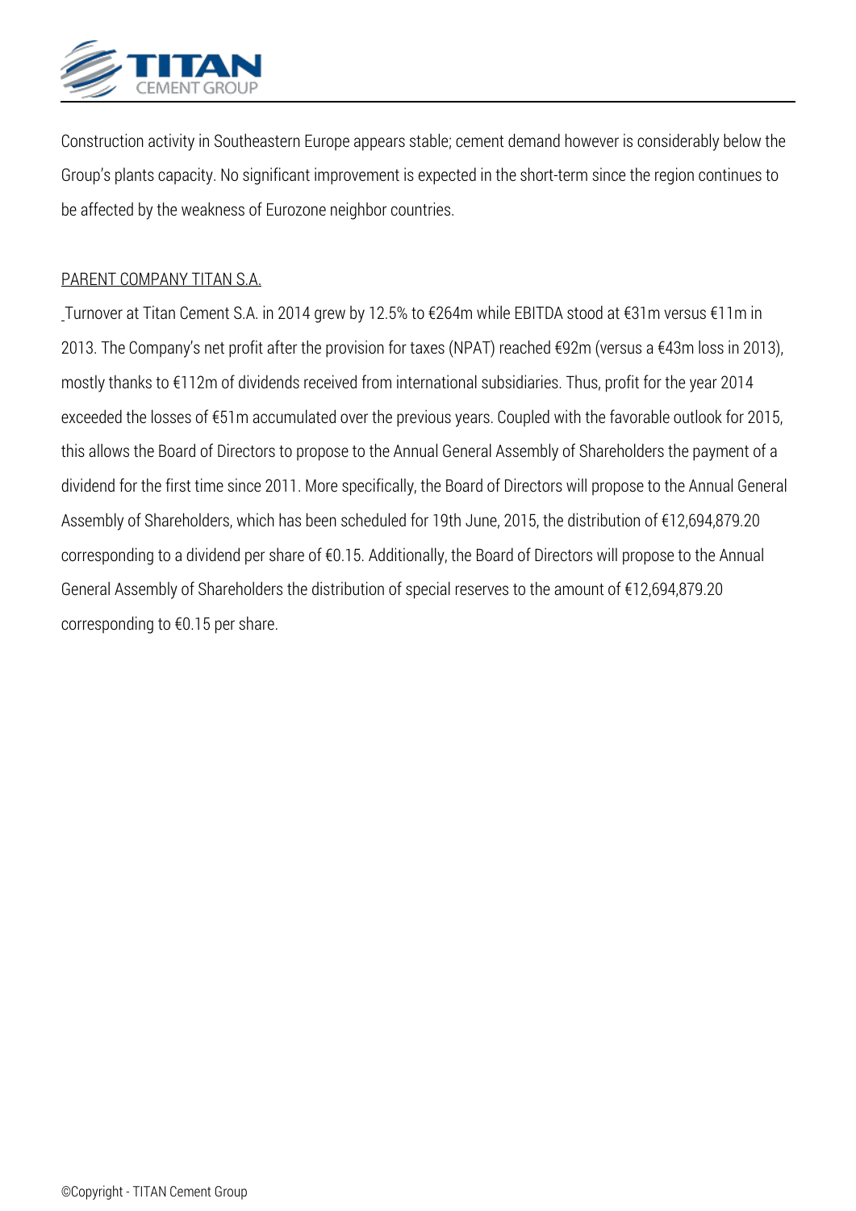Construction activity in Southeastern Europe appears stable; cement demand however is considerably below the Group's plants capacity. No significant improvement is expected in the short-term since the region continues to be affected by the weakness of Eurozone neighbor countries.

PARENT COMPANY TITAN S.A.

Turnover at Titan Cement S.A. in 2014 grew by 12.5% to €264m while EBITDA stood at €31m versus €11m in 2013. The Company's net profit after the provision for taxes (NPAT) reached €92m (versus a €43m loss in 2013), mostly thanks to €112m of dividends received from international subsidiaries. Thus, profit for the year 2014 exceeded the losses of €51m accumulated over the previous years. Coupled with the favorable outlook for 2015, this allows the Board of Directors to propose to the Annual General Assembly of Shareholders the payment of a dividend for the first time since 2011. More specifically, the Board of Directors will propose to the Annual General Assembly of Shareholders, which has been scheduled for 19th June, 2015, the distribution of €12,694,879.20 corresponding to a dividend per share of €0.15. Additionally, the Board of Directors will propose to the Annual General Assembly of Shareholders the distribution of special reserves to the amount of €12,694,879.20 corresponding to €0.15 per share.